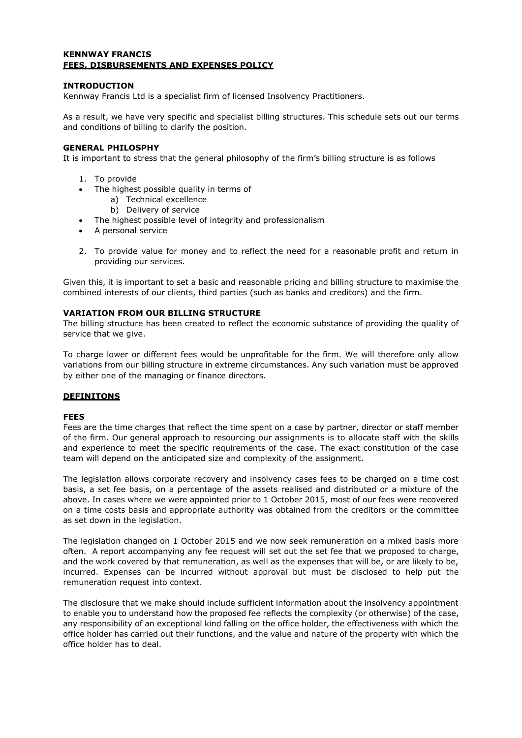**KENNWAY FRANCIS**
**FEES, DISBURSEMENTS AND EXPENSES POLICY**

**INTRODUCTION**
Kennway Francis Ltd is a specialist firm of licensed Insolvency Practitioners.

As a result, we have very specific and specialist billing structures. This schedule sets out our terms and conditions of billing to clarify the position.

**GENERAL PHILOSPHY**
It is important to stress that the general philosophy of the firm's billing structure is as follows

1. To provide
   - The highest possible quality in terms of
     a) Technical excellence
     b) Delivery of service
   - The highest possible level of integrity and professionalism
   - A personal service
2. To provide value for money and to reflect the need for a reasonable profit and return in providing our services.

Given this, it is important to set a basic and reasonable pricing and billing structure to maximise the combined interests of our clients, third parties (such as banks and creditors) and the firm.

**VARIATION FROM OUR BILLING STRUCTURE**
The billing structure has been created to reflect the economic substance of providing the quality of service that we give.

To charge lower or different fees would be unprofitable for the firm. We will therefore only allow variations from our billing structure in extreme circumstances. Any such variation must be approved by either one of the managing or finance directors.

**DEFINITONS**

**FEES**
Fees are the time charges that reflect the time spent on a case by partner, director or staff member of the firm. Our general approach to resourcing our assignments is to allocate staff with the skills and experience to meet the specific requirements of the case. The exact constitution of the case team will depend on the anticipated size and complexity of the assignment.

The legislation allows corporate recovery and insolvency cases fees to be charged on a time cost basis, a set fee basis, on a percentage of the assets realised and distributed or a mixture of the above. In cases where we were appointed prior to 1 October 2015, most of our fees were recovered on a time costs basis and appropriate authority was obtained from the creditors or the committee as set down in the legislation.

The legislation changed on 1 October 2015 and we now seek remuneration on a mixed basis more often. A report accompanying any fee request will set out the set fee that we proposed to charge, and the work covered by that remuneration, as well as the expenses that will be, or are likely to be, incurred. Expenses can be incurred without approval but must be disclosed to help put the remuneration request into context.

The disclosure that we make should include sufficient information about the insolvency appointment to enable you to understand how the proposed fee reflects the complexity (or otherwise) of the case, any responsibility of an exceptional kind falling on the office holder, the effectiveness with which the office holder has carried out their functions, and the value and nature of the property with which the office holder has to deal.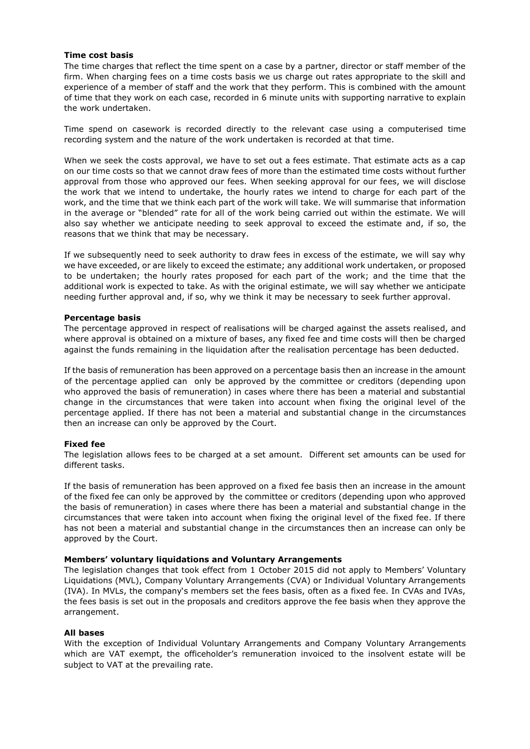**Time cost basis**

The time charges that reflect the time spent on a case by a partner, director or staff member of the firm. When charging fees on a time costs basis we us charge out rates appropriate to the skill and experience of a member of staff and the work that they perform. This is combined with the amount of time that they work on each case, recorded in 6 minute units with supporting narrative to explain the work undertaken.

Time spend on casework is recorded directly to the relevant case using a computerised time recording system and the nature of the work undertaken is recorded at that time.

When we seek the costs approval, we have to set out a fees estimate. That estimate acts as a cap on our time costs so that we cannot draw fees of more than the estimated time costs without further approval from those who approved our fees. When seeking approval for our fees, we will disclose the work that we intend to undertake, the hourly rates we intend to charge for each part of the work, and the time that we think each part of the work will take. We will summarise that information in the average or "blended" rate for all of the work being carried out within the estimate. We will also say whether we anticipate needing to seek approval to exceed the estimate and, if so, the reasons that we think that may be necessary.

If we subsequently need to seek authority to draw fees in excess of the estimate, we will say why we have exceeded, or are likely to exceed the estimate; any additional work undertaken, or proposed to be undertaken; the hourly rates proposed for each part of the work; and the time that the additional work is expected to take. As with the original estimate, we will say whether we anticipate needing further approval and, if so, why we think it may be necessary to seek further approval.

**Percentage basis**

The percentage approved in respect of realisations will be charged against the assets realised, and where approval is obtained on a mixture of bases, any fixed fee and time costs will then be charged against the funds remaining in the liquidation after the realisation percentage has been deducted.

If the basis of remuneration has been approved on a percentage basis then an increase in the amount of the percentage applied can only be approved by the committee or creditors (depending upon who approved the basis of remuneration) in cases where there has been a material and substantial change in the circumstances that were taken into account when fixing the original level of the percentage applied. If there has not been a material and substantial change in the circumstances then an increase can only be approved by the Court.

**Fixed fee**

The legislation allows fees to be charged at a set amount. Different set amounts can be used for different tasks.

If the basis of remuneration has been approved on a fixed fee basis then an increase in the amount of the fixed fee can only be approved by the committee or creditors (depending upon who approved the basis of remuneration) in cases where there has been a material and substantial change in the circumstances that were taken into account when fixing the original level of the fixed fee. If there has not been a material and substantial change in the circumstances then an increase can only be approved by the Court.

**Members' voluntary liquidations and Voluntary Arrangements**

The legislation changes that took effect from 1 October 2015 did not apply to Members' Voluntary Liquidations (MVL), Company Voluntary Arrangements (CVA) or Individual Voluntary Arrangements (IVA). In MVLs, the company's members set the fees basis, often as a fixed fee. In CVAs and IVAs, the fees basis is set out in the proposals and creditors approve the fee basis when they approve the arrangement.

**All bases**

With the exception of Individual Voluntary Arrangements and Company Voluntary Arrangements which are VAT exempt, the officeholder's remuneration invoiced to the insolvent estate will be subject to VAT at the prevailing rate.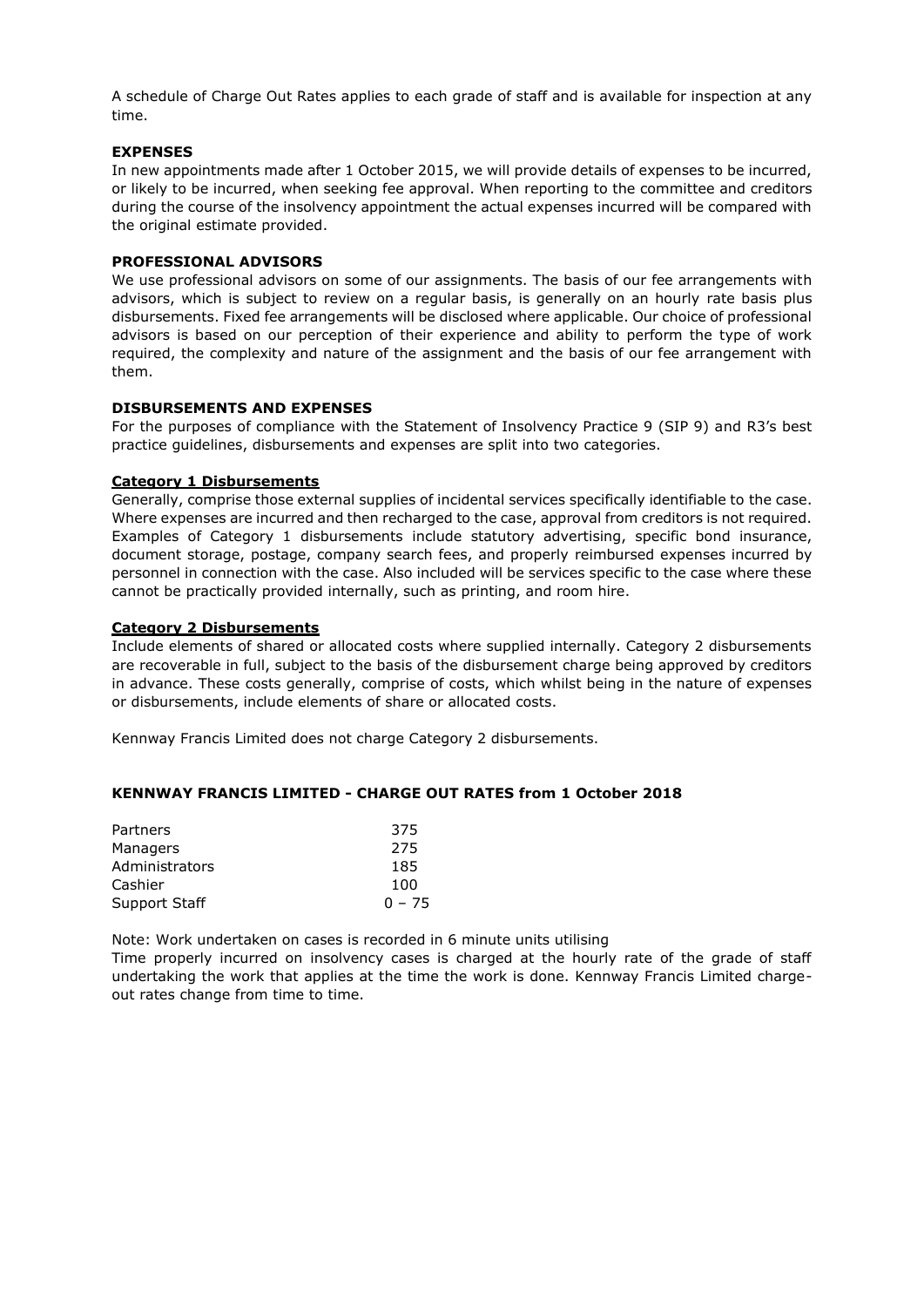A schedule of Charge Out Rates applies to each grade of staff and is available for inspection at any time.

**EXPENSES**

In new appointments made after 1 October 2015, we will provide details of expenses to be incurred, or likely to be incurred, when seeking fee approval. When reporting to the committee and creditors during the course of the insolvency appointment the actual expenses incurred will be compared with the original estimate provided.

**PROFESSIONAL ADVISORS**

We use professional advisors on some of our assignments. The basis of our fee arrangements with advisors, which is subject to review on a regular basis, is generally on an hourly rate basis plus disbursements. Fixed fee arrangements will be disclosed where applicable. Our choice of professional advisors is based on our perception of their experience and ability to perform the type of work required, the complexity and nature of the assignment and the basis of our fee arrangement with them.

**DISBURSEMENTS AND EXPENSES**

For the purposes of compliance with the Statement of Insolvency Practice 9 (SIP 9) and R3's best practice guidelines, disbursements and expenses are split into two categories.

**Category 1 Disbursements**

Generally, comprise those external supplies of incidental services specifically identifiable to the case. Where expenses are incurred and then recharged to the case, approval from creditors is not required. Examples of Category 1 disbursements include statutory advertising, specific bond insurance, document storage, postage, company search fees, and properly reimbursed expenses incurred by personnel in connection with the case. Also included will be services specific to the case where these cannot be practically provided internally, such as printing, and room hire.

**Category 2 Disbursements**

Include elements of shared or allocated costs where supplied internally. Category 2 disbursements are recoverable in full, subject to the basis of the disbursement charge being approved by creditors in advance. These costs generally, comprise of costs, which whilst being in the nature of expenses or disbursements, include elements of share or allocated costs.

Kennway Francis Limited does not charge Category 2 disbursements.

**KENNWAY FRANCIS LIMITED - CHARGE OUT RATES from 1 October 2018**

| | |
|---|---|
| Partners | 375 |
| Managers | 275 |
| Administrators | 185 |
| Cashier | 100 |
| Support Staff | 0 – 75 |

Note: Work undertaken on cases is recorded in 6 minute units utilising

Time properly incurred on insolvency cases is charged at the hourly rate of the grade of staff undertaking the work that applies at the time the work is done. Kennway Francis Limited charge-out rates change from time to time.